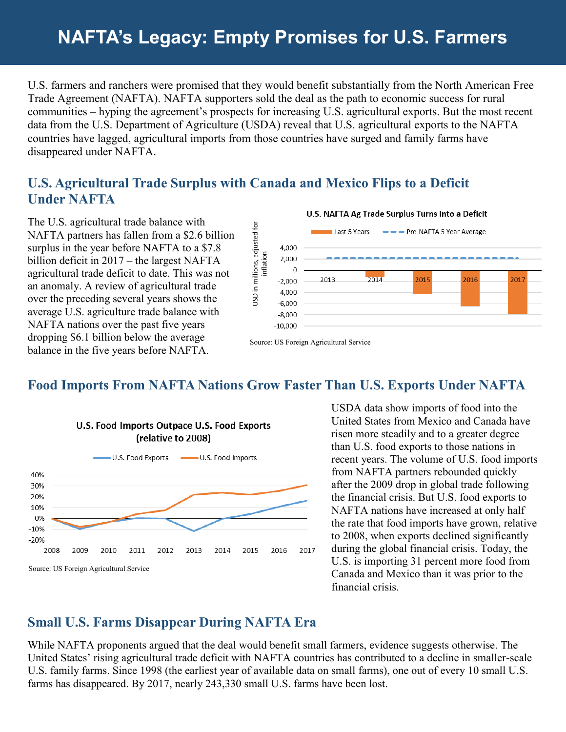# NAFTA's Legacy: Empty Promises for U.S. Farmers

U.S. farmers and ranchers were promised that they would benefit substantially from the North American Free Trade Agreement (NAFTA). NAFTA supporters sold the deal as the path to economic success for rural communities – hyping the agreement's prospects for increasing U.S. agricultural exports. But the most recent data from the U.S. Department of Agriculture (USDA) reveal that U.S. agricultural exports to the NAFTA countries have lagged, agricultural imports from those countries have surged and family farms have disappeared under NAFTA.

## U.S. Agricultural Trade Surplus with Canada and Mexico Flips to a Deficit Under NAFTA

The U.S. agricultural trade balance with NAFTA partners has fallen from a $2.6 billion surplus in the year before NAFTA to a $7.8 billion deficit in 2017 – the largest NAFTA agricultural trade deficit to date. This was not an anomaly. A review of agricultural trade over the preceding several years shows the average U.S. agriculture trade balance with NAFTA nations over the past five years dropping $6.1 billion below the average balance in the five years before NAFTA.

**U.S. NAFTA Ag Trade Surplus Turns into a Deficit**

Source: US Foreign Agricultural Service

## Food Imports From NAFTA Nations Grow Faster Than U.S. Exports Under NAFTA

**U.S. Food Imports Outpace U.S. Food Exports (relative to 2008)**

Source: US Foreign Agricultural Service

USDA data show imports of food into the United States from Mexico and Canada have risen more steadily and to a greater degree than U.S. food exports to those nations in recent years. The volume of U.S. food imports from NAFTA partners rebounded quickly after the 2009 drop in global trade following the financial crisis. But U.S. food exports to NAFTA nations have increased at only half the rate that food imports have grown, relative to 2008, when exports declined significantly during the global financial crisis. Today, the U.S. is importing 31 percent more food from Canada and Mexico than it was prior to the financial crisis.

## Small U.S. Farms Disappear During NAFTA Era

While NAFTA proponents argued that the deal would benefit small farmers, evidence suggests otherwise. The United States' rising agricultural trade deficit with NAFTA countries has contributed to a decline in smaller-scale U.S. family farms. Since 1998 (the earliest year of available data on small farms), one out of every 10 small U.S. farms has disappeared. By 2017, nearly 243,330 small U.S. farms have been lost.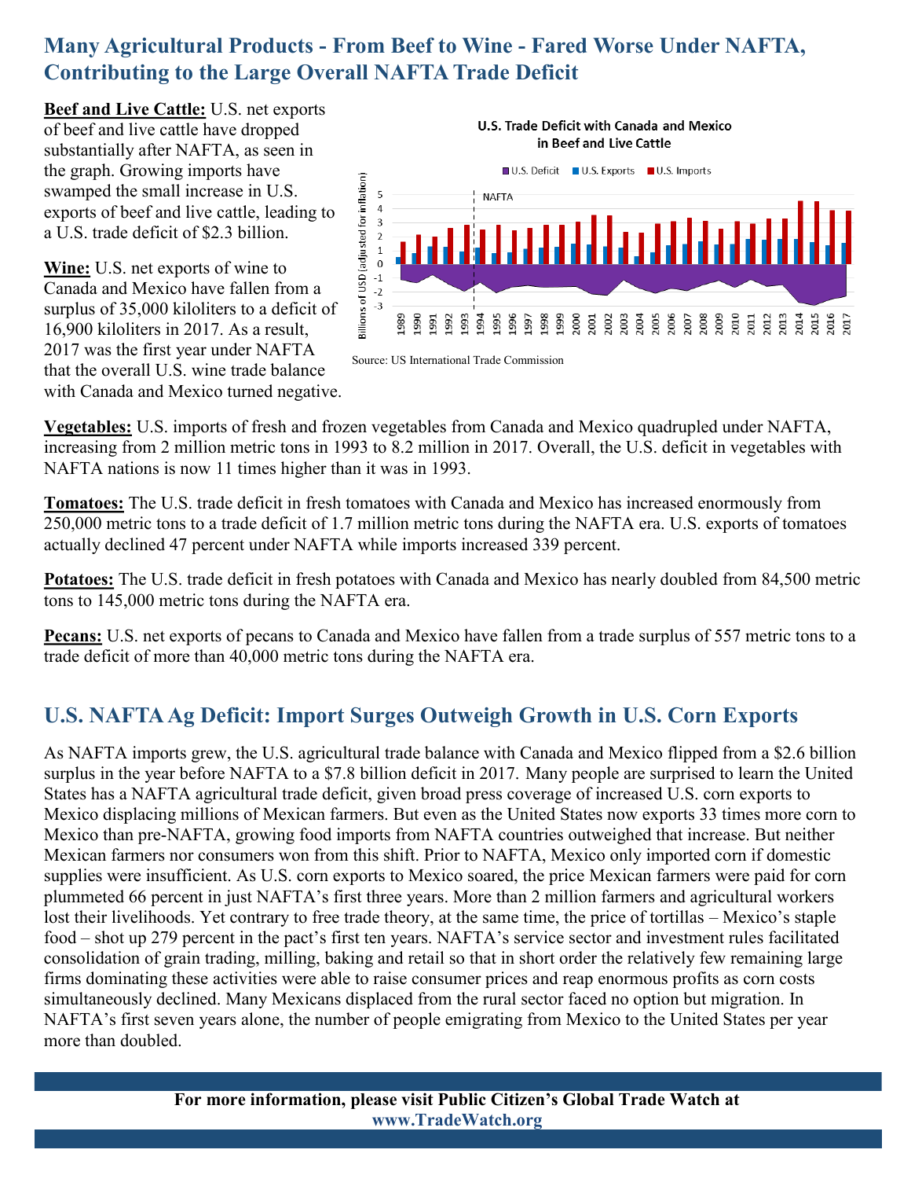## Many Agricultural Products - From Beef to Wine - Fared Worse Under NAFTA, Contributing to the Large Overall NAFTA Trade Deficit

**Beef and Live Cattle:** U.S. net exports of beef and live cattle have dropped substantially after NAFTA, as seen in the graph. Growing imports have swamped the small increase in U.S. exports of beef and live cattle, leading to a U.S. trade deficit of $2.3 billion.

**Wine:** U.S. net exports of wine to Canada and Mexico have fallen from a surplus of 35,000 kiloliters to a deficit of 16,900 kiloliters in 2017. As a result, 2017 was the first year under NAFTA that the overall U.S. wine trade balance with Canada and Mexico turned negative.

U.S. Trade Deficit with Canada and Mexico in Beef and Live Cattle

U.S. Deficit, U.S. Exports, U.S. Imports

Billions of USD (adjusted for inflation)

5, 4, 3, 2, 1, 0, -1, -2, -3

NAFTA

1989, 1990, 1991, 1992, 1993, 1994, 1995, 1996, 1997, 1998, 1999, 2000, 2001, 2002, 2003, 2004, 2005, 2006, 2007, 2008, 2009, 2010, 2011, 2012, 2013, 2014, 2015, 2016, 2017

Source: US International Trade Commission

**Vegetables:** U.S. imports of fresh and frozen vegetables from Canada and Mexico quadrupled under NAFTA, increasing from 2 million metric tons in 1993 to 8.2 million in 2017. Overall, the U.S. deficit in vegetables with NAFTA nations is now 11 times higher than it was in 1993.

**Tomatoes:** The U.S. trade deficit in fresh tomatoes with Canada and Mexico has increased enormously from 250,000 metric tons to a trade deficit of 1.7 million metric tons during the NAFTA era. U.S. exports of tomatoes actually declined 47 percent under NAFTA while imports increased 339 percent.

**Potatoes:** The U.S. trade deficit in fresh potatoes with Canada and Mexico has nearly doubled from 84,500 metric tons to 145,000 metric tons during the NAFTA era.

**Pecans:** U.S. net exports of pecans to Canada and Mexico have fallen from a trade surplus of 557 metric tons to a trade deficit of more than 40,000 metric tons during the NAFTA era.

## U.S. NAFTA Ag Deficit: Import Surges Outweigh Growth in U.S. Corn Exports

As NAFTA imports grew, the U.S. agricultural trade balance with Canada and Mexico flipped from a $2.6 billion surplus in the year before NAFTA to a $7.8 billion deficit in 2017. Many people are surprised to learn the United States has a NAFTA agricultural trade deficit, given broad press coverage of increased U.S. corn exports to Mexico displacing millions of Mexican farmers. But even as the United States now exports 33 times more corn to Mexico than pre-NAFTA, growing food imports from NAFTA countries outweighed that increase. But neither Mexican farmers nor consumers won from this shift. Prior to NAFTA, Mexico only imported corn if domestic supplies were insufficient. As U.S. corn exports to Mexico soared, the price Mexican farmers were paid for corn plummeted 66 percent in just NAFTA's first three years. More than 2 million farmers and agricultural workers lost their livelihoods. Yet contrary to free trade theory, at the same time, the price of tortillas – Mexico's staple food – shot up 279 percent in the pact's first ten years. NAFTA's service sector and investment rules facilitated consolidation of grain trading, milling, baking and retail so that in short order the relatively few remaining large firms dominating these activities were able to raise consumer prices and reap enormous profits as corn costs simultaneously declined. Many Mexicans displaced from the rural sector faced no option but migration. In NAFTA's first seven years alone, the number of people emigrating from Mexico to the United States per year more than doubled.

**For more information, please visit Public Citizen's Global Trade Watch at www.TradeWatch.org**